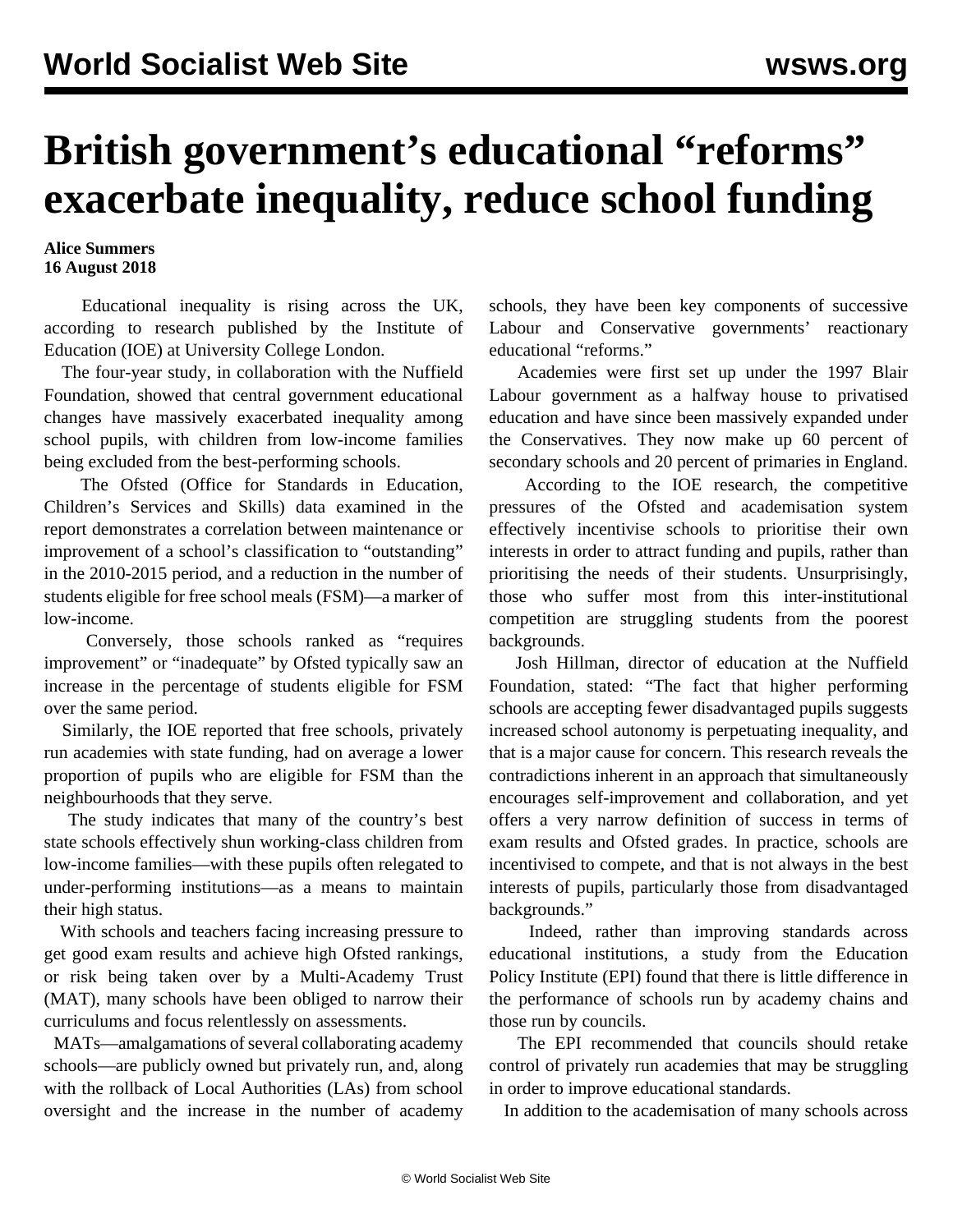# British government's educational "reforms" exacerbate inequality, reduce school funding

**Alice Summers**
**16 August 2018**

Educational inequality is rising across the UK, according to research published by the Institute of Education (IOE) at University College London.

The four-year study, in collaboration with the Nuffield Foundation, showed that central government educational changes have massively exacerbated inequality among school pupils, with children from low-income families being excluded from the best-performing schools.

The Ofsted (Office for Standards in Education, Children's Services and Skills) data examined in the report demonstrates a correlation between maintenance or improvement of a school's classification to "outstanding" in the 2010-2015 period, and a reduction in the number of students eligible for free school meals (FSM)—a marker of low-income.

Conversely, those schools ranked as "requires improvement" or "inadequate" by Ofsted typically saw an increase in the percentage of students eligible for FSM over the same period.

Similarly, the IOE reported that free schools, privately run academies with state funding, had on average a lower proportion of pupils who are eligible for FSM than the neighbourhoods that they serve.

The study indicates that many of the country's best state schools effectively shun working-class children from low-income families—with these pupils often relegated to under-performing institutions—as a means to maintain their high status.

With schools and teachers facing increasing pressure to get good exam results and achieve high Ofsted rankings, or risk being taken over by a Multi-Academy Trust (MAT), many schools have been obliged to narrow their curriculums and focus relentlessly on assessments.

MATs—amalgamations of several collaborating academy schools—are publicly owned but privately run, and, along with the rollback of Local Authorities (LAs) from school oversight and the increase in the number of academy schools, they have been key components of successive Labour and Conservative governments' reactionary educational "reforms."

Academies were first set up under the 1997 Blair Labour government as a halfway house to privatised education and have since been massively expanded under the Conservatives. They now make up 60 percent of secondary schools and 20 percent of primaries in England.

According to the IOE research, the competitive pressures of the Ofsted and academisation system effectively incentivise schools to prioritise their own interests in order to attract funding and pupils, rather than prioritising the needs of their students. Unsurprisingly, those who suffer most from this inter-institutional competition are struggling students from the poorest backgrounds.

Josh Hillman, director of education at the Nuffield Foundation, stated: "The fact that higher performing schools are accepting fewer disadvantaged pupils suggests increased school autonomy is perpetuating inequality, and that is a major cause for concern. This research reveals the contradictions inherent in an approach that simultaneously encourages self-improvement and collaboration, and yet offers a very narrow definition of success in terms of exam results and Ofsted grades. In practice, schools are incentivised to compete, and that is not always in the best interests of pupils, particularly those from disadvantaged backgrounds."

Indeed, rather than improving standards across educational institutions, a study from the Education Policy Institute (EPI) found that there is little difference in the performance of schools run by academy chains and those run by councils.

The EPI recommended that councils should retake control of privately run academies that may be struggling in order to improve educational standards.

In addition to the academisation of many schools across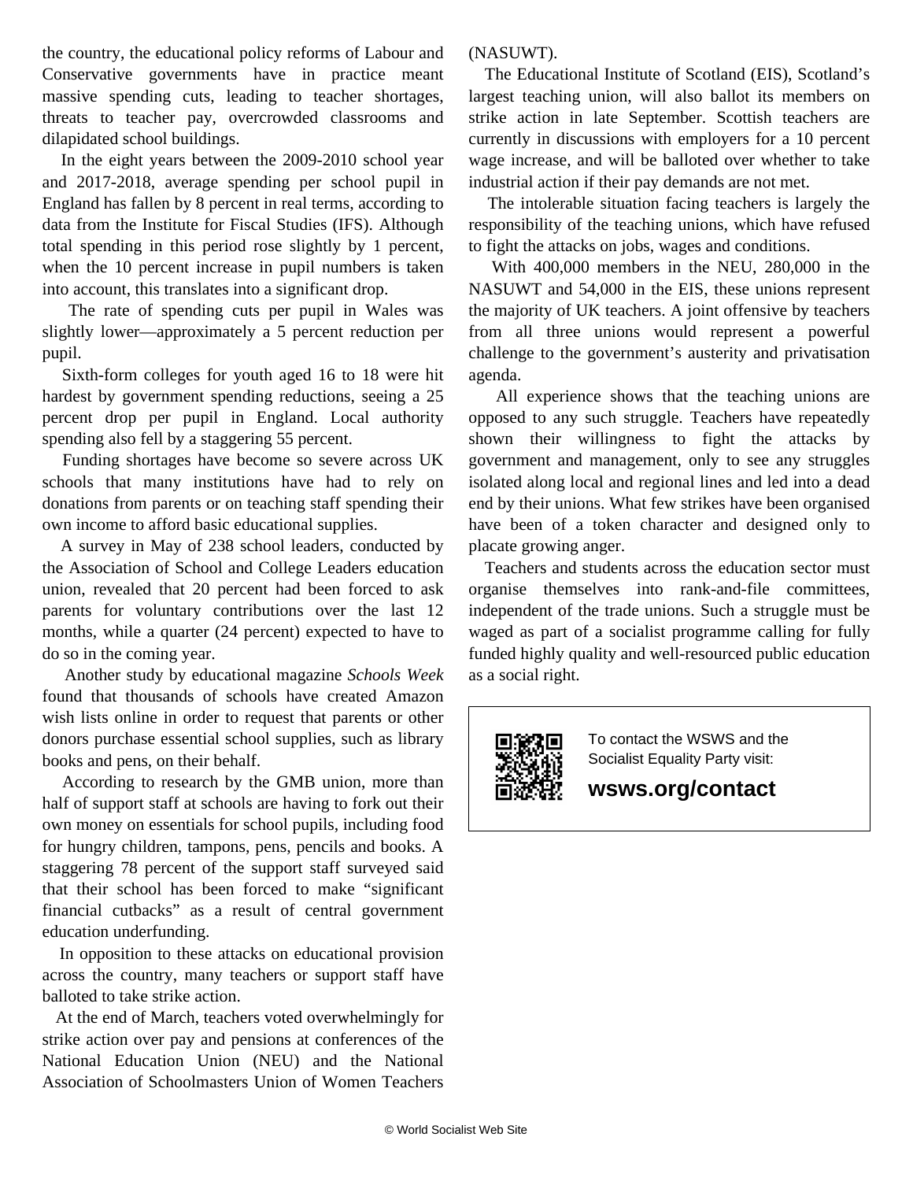the country, the educational policy reforms of Labour and Conservative governments have in practice meant massive spending cuts, leading to teacher shortages, threats to teacher pay, overcrowded classrooms and dilapidated school buildings.

In the eight years between the 2009-2010 school year and 2017-2018, average spending per school pupil in England has fallen by 8 percent in real terms, according to data from the Institute for Fiscal Studies (IFS). Although total spending in this period rose slightly by 1 percent, when the 10 percent increase in pupil numbers is taken into account, this translates into a significant drop.

The rate of spending cuts per pupil in Wales was slightly lower—approximately a 5 percent reduction per pupil.

Sixth-form colleges for youth aged 16 to 18 were hit hardest by government spending reductions, seeing a 25 percent drop per pupil in England. Local authority spending also fell by a staggering 55 percent.

Funding shortages have become so severe across UK schools that many institutions have had to rely on donations from parents or on teaching staff spending their own income to afford basic educational supplies.

A survey in May of 238 school leaders, conducted by the Association of School and College Leaders education union, revealed that 20 percent had been forced to ask parents for voluntary contributions over the last 12 months, while a quarter (24 percent) expected to have to do so in the coming year.

Another study by educational magazine *Schools Week* found that thousands of schools have created Amazon wish lists online in order to request that parents or other donors purchase essential school supplies, such as library books and pens, on their behalf.

According to research by the GMB union, more than half of support staff at schools are having to fork out their own money on essentials for school pupils, including food for hungry children, tampons, pens, pencils and books. A staggering 78 percent of the support staff surveyed said that their school has been forced to make "significant financial cutbacks" as a result of central government education underfunding.

In opposition to these attacks on educational provision across the country, many teachers or support staff have balloted to take strike action.

At the end of March, teachers voted overwhelmingly for strike action over pay and pensions at conferences of the National Education Union (NEU) and the National Association of Schoolmasters Union of Women Teachers (NASUWT).

The Educational Institute of Scotland (EIS), Scotland's largest teaching union, will also ballot its members on strike action in late September. Scottish teachers are currently in discussions with employers for a 10 percent wage increase, and will be balloted over whether to take industrial action if their pay demands are not met.

The intolerable situation facing teachers is largely the responsibility of the teaching unions, which have refused to fight the attacks on jobs, wages and conditions.

With 400,000 members in the NEU, 280,000 in the NASUWT and 54,000 in the EIS, these unions represent the majority of UK teachers. A joint offensive by teachers from all three unions would represent a powerful challenge to the government's austerity and privatisation agenda.

All experience shows that the teaching unions are opposed to any such struggle. Teachers have repeatedly shown their willingness to fight the attacks by government and management, only to see any struggles isolated along local and regional lines and led into a dead end by their unions. What few strikes have been organised have been of a token character and designed only to placate growing anger.

Teachers and students across the education sector must organise themselves into rank-and-file committees, independent of the trade unions. Such a struggle must be waged as part of a socialist programme calling for fully funded highly quality and well-resourced public education as a social right.

To contact the WSWS and the Socialist Equality Party visit:

**wsws.org/contact**